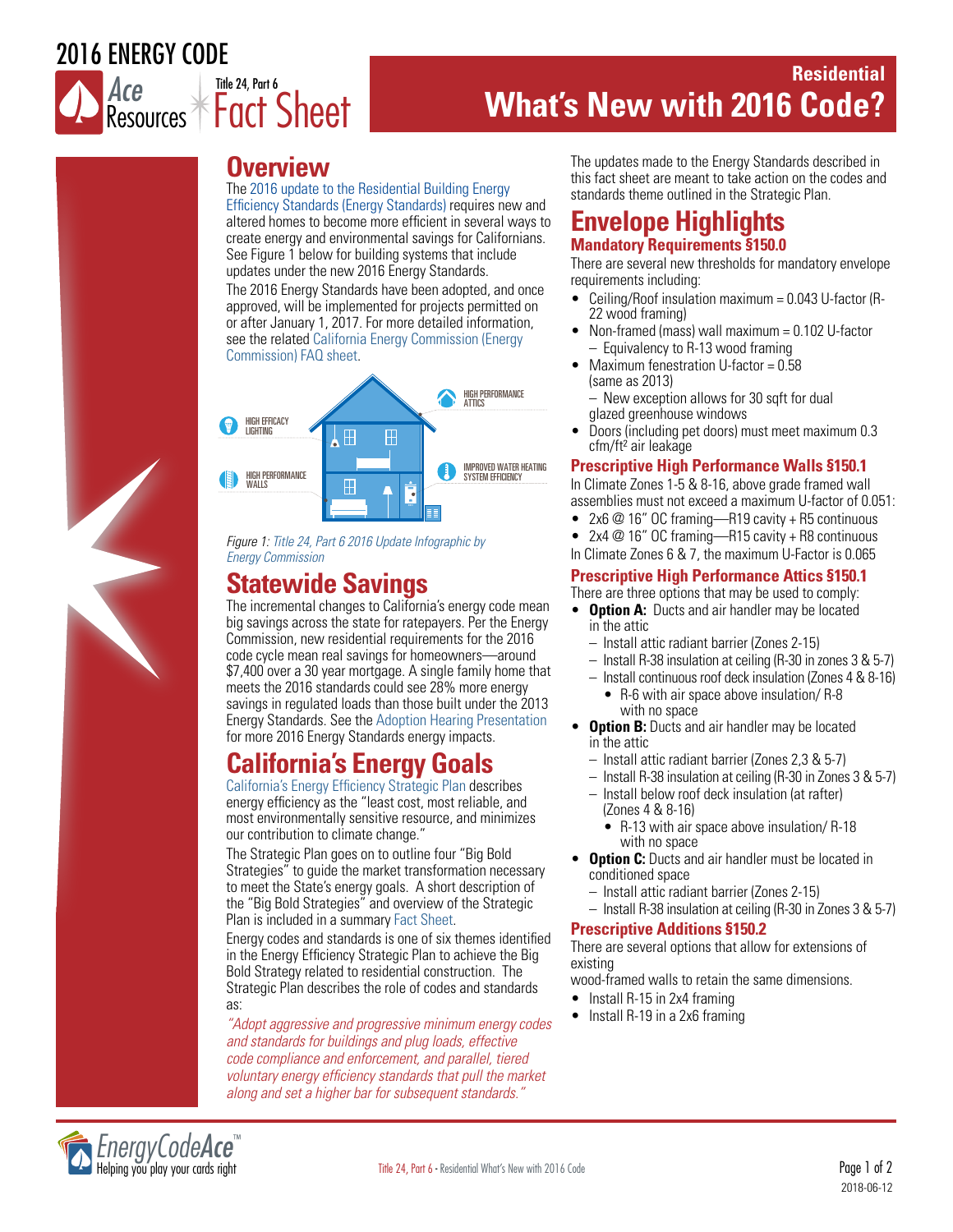2016 ENERGY CODE

Ace Resources — Title 24, Part 6 Fact Sheet

# Residential
# What's New with 2016 Code?

## Overview

The 2016 update to the Residential Building Energy Efficiency Standards (Energy Standards) requires new and altered homes to become more efficient in several ways to create energy and environmental savings for Californians. See Figure 1 below for building systems that include updates under the new 2016 Energy Standards.

The 2016 Energy Standards have been adopted, and once approved, will be implemented for projects permitted on or after January 1, 2017. For more detailed information, see the related California Energy Commission (Energy Commission) FAQ sheet.

HIGH EFFICACY LIGHTING · HIGH PERFORMANCE WALLS · HIGH PERFORMANCE ATTICS · IMPROVED WATER HEATING SYSTEM EFFICIENCY

*Figure 1: Title 24, Part 6 2016 Update Infographic by Energy Commission*

## Statewide Savings

The incremental changes to California's energy code mean big savings across the state for ratepayers. Per the Energy Commission, new residential requirements for the 2016 code cycle mean real savings for homeowners—around $7,400 over a 30 year mortgage. A single family home that meets the 2016 standards could see 28% more energy savings in regulated loads than those built under the 2013 Energy Standards. See the Adoption Hearing Presentation for more 2016 Energy Standards energy impacts.

## California's Energy Goals

California's Energy Efficiency Strategic Plan describes energy efficiency as the "least cost, most reliable, and most environmentally sensitive resource, and minimizes our contribution to climate change."

The Strategic Plan goes on to outline four "Big Bold Strategies" to guide the market transformation necessary to meet the State's energy goals. A short description of the "Big Bold Strategies" and overview of the Strategic Plan is included in a summary Fact Sheet.

Energy codes and standards is one of six themes identified in the Energy Efficiency Strategic Plan to achieve the Big Bold Strategy related to residential construction. The Strategic Plan describes the role of codes and standards as:

*"Adopt aggressive and progressive minimum energy codes and standards for buildings and plug loads, effective code compliance and enforcement, and parallel, tiered voluntary energy efficiency standards that pull the market along and set a higher bar for subsequent standards."*

The updates made to the Energy Standards described in this fact sheet are meant to take action on the codes and standards theme outlined in the Strategic Plan.

## Envelope Highlights

### Mandatory Requirements §150.0

There are several new thresholds for mandatory envelope requirements including:

- Ceiling/Roof insulation maximum = 0.043 U-factor (R-22 wood framing)
- Non-framed (mass) wall maximum = 0.102 U-factor
  - Equivalency to R-13 wood framing
- Maximum fenestration U-factor = 0.58 (same as 2013)
  - New exception allows for 30 sqft for dual glazed greenhouse windows
- Doors (including pet doors) must meet maximum 0.3 cfm/ft$^2$ air leakage

### Prescriptive High Performance Walls §150.1

In Climate Zones 1-5 & 8-16, above grade framed wall assemblies must not exceed a maximum U-factor of 0.051:

- 2x6 @ 16" OC framing—R19 cavity + R5 continuous
- 2x4 @ 16" OC framing—R15 cavity + R8 continuous

In Climate Zones 6 & 7, the maximum U-Factor is 0.065

### Prescriptive High Performance Attics §150.1

There are three options that may be used to comply:

- **Option A:** Ducts and air handler may be located in the attic
  - Install attic radiant barrier (Zones 2-15)
  - Install R-38 insulation at ceiling (R-30 in zones 3 & 5-7)
  - Install continuous roof deck insulation (Zones 4 & 8-16)
    - R-6 with air space above insulation/ R-8 with no space
- **Option B:** Ducts and air handler may be located in the attic
  - Install attic radiant barrier (Zones 2,3 & 5-7)
  - Install R-38 insulation at ceiling (R-30 in Zones 3 & 5-7)
  - Install below roof deck insulation (at rafter) (Zones 4 & 8-16)
    - R-13 with air space above insulation/ R-18 with no space
- **Option C:** Ducts and air handler must be located in conditioned space
  - Install attic radiant barrier (Zones 2-15)
  - Install R-38 insulation at ceiling (R-30 in Zones 3 & 5-7)

### Prescriptive Additions §150.2

There are several options that allow for extensions of existing wood-framed walls to retain the same dimensions.

- Install R-15 in 2x4 framing
- Install R-19 in a 2x6 framing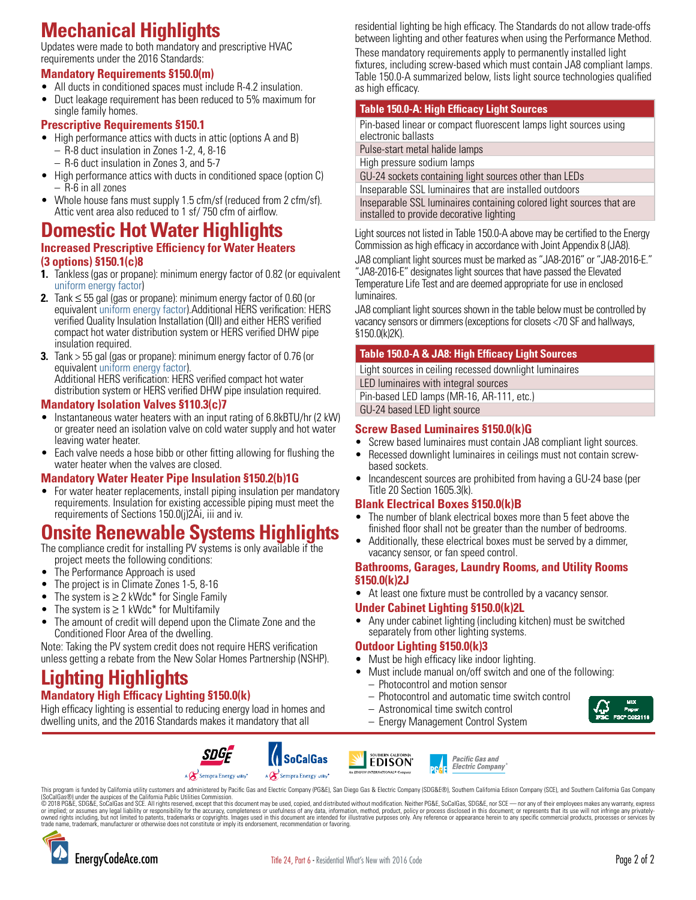# Mechanical Highlights

Updates were made to both mandatory and prescriptive HVAC requirements under the 2016 Standards:

### Mandatory Requirements §150.0(m)

- All ducts in conditioned spaces must include R-4.2 insulation.
- Duct leakage requirement has been reduced to 5% maximum for single family homes.

### Prescriptive Requirements §150.1

- High performance attics with ducts in attic (options A and B)
  - R-8 duct insulation in Zones 1-2, 4, 8-16
  - R-6 duct insulation in Zones 3, and 5-7
- High performance attics with ducts in conditioned space (option C)
  - R-6 in all zones
- Whole house fans must supply 1.5 cfm/sf (reduced from 2 cfm/sf). Attic vent area also reduced to 1 sf/ 750 cfm of airflow.

# Domestic Hot Water Highlights

### Increased Prescriptive Efficiency for Water Heaters (3 options) §150.1(c)8

1. Tankless (gas or propane): minimum energy factor of 0.82 (or equivalent uniform energy factor)
2. Tank ≤ 55 gal (gas or propane): minimum energy factor of 0.60 (or equivalent uniform energy factor).Additional HERS verification: HERS verified Quality Insulation Installation (QII) and either HERS verified compact hot water distribution system or HERS verified DHW pipe insulation required.
3. Tank > 55 gal (gas or propane): minimum energy factor of 0.76 (or equivalent uniform energy factor).
   Additional HERS verification: HERS verified compact hot water distribution system or HERS verified DHW pipe insulation required.

### Mandatory Isolation Valves §110.3(c)7

- Instantaneous water heaters with an input rating of 6.8kBTU/hr (2 kW) or greater need an isolation valve on cold water supply and hot water leaving water heater.
- Each valve needs a hose bibb or other fitting allowing for flushing the water heater when the valves are closed.

### Mandatory Water Heater Pipe Insulation §150.2(b)1G

- For water heater replacements, install piping insulation per mandatory requirements. Insulation for existing accessible piping must meet the requirements of Sections 150.0(j)2Ai, iii and iv.

# Onsite Renewable Systems Highlights

The compliance credit for installing PV systems is only available if the project meets the following conditions:

- The Performance Approach is used
- The project is in Climate Zones 1-5, 8-16
- The system is ≥ 2 kWdc* for Single Family
- The system is ≥ 1 kWdc* for Multifamily
- The amount of credit will depend upon the Climate Zone and the Conditioned Floor Area of the dwelling.

Note: Taking the PV system credit does not require HERS verification unless getting a rebate from the New Solar Homes Partnership (NSHP).

# Lighting Highlights

### Mandatory High Efficacy Lighting §150.0(k)

High efficacy lighting is essential to reducing energy load in homes and dwelling units, and the 2016 Standards makes it mandatory that all residential lighting be high efficacy. The Standards do not allow trade-offs between lighting and other features when using the Performance Method.

These mandatory requirements apply to permanently installed light fixtures, including screw-based which must contain JA8 compliant lamps. Table 150.0-A summarized below, lists light source technologies qualified as high efficacy.

| Table 150.0-A: High Efficacy Light Sources |
|---|
| Pin-based linear or compact fluorescent lamps light sources using electronic ballasts |
| Pulse-start metal halide lamps |
| High pressure sodium lamps |
| GU-24 sockets containing light sources other than LEDs |
| Inseparable SSL luminaires that are installed outdoors |
| Inseparable SSL luminaires containing colored light sources that are installed to provide decorative lighting |

Light sources not listed in Table 150.0-A above may be certified to the Energy Commission as high efficacy in accordance with Joint Appendix 8 (JA8).

JA8 compliant light sources must be marked as "JA8-2016" or "JA8-2016-E." "JA8-2016-E" designates light sources that have passed the Elevated Temperature Life Test and are deemed appropriate for use in enclosed luminaires.

JA8 compliant light sources shown in the table below must be controlled by vacancy sensors or dimmers (exceptions for closets <70 SF and hallways, §150.0(k)2K).

| Table 150.0-A & JA8: High Efficacy Light Sources |
|---|
| Light sources in ceiling recessed downlight luminaires |
| LED luminaires with integral sources |
| Pin-based LED lamps (MR-16, AR-111, etc.) |
| GU-24 based LED light source |

### Screw Based Luminaires §150.0(k)G

- Screw based luminaires must contain JA8 compliant light sources.
- Recessed downlight luminaires in ceilings must not contain screw-based sockets.
- Incandescent sources are prohibited from having a GU-24 base (per Title 20 Section 1605.3(k).

### Blank Electrical Boxes §150.0(k)B

- The number of blank electrical boxes more than 5 feet above the finished floor shall not be greater than the number of bedrooms.
- Additionally, these electrical boxes must be served by a dimmer, vacancy sensor, or fan speed control.

### Bathrooms, Garages, Laundry Rooms, and Utility Rooms §150.0(k)2J

- At least one fixture must be controlled by a vacancy sensor.

### Under Cabinet Lighting §150.0(k)2L

- Any under cabinet lighting (including kitchen) must be switched separately from other lighting systems.

### Outdoor Lighting §150.0(k)3

- Must be high efficacy like indoor lighting.
- Must include manual on/off switch and one of the following:
  - Photocontrol and motion sensor
  - Photocontrol and automatic time switch control
  - Astronomical time switch control
  - Energy Management Control System

This program is funded by California utility customers and administered by Pacific Gas and Electric Company (PG&E), San Diego Gas & Electric Company (SDG&E®), Southern California Edison Company (SCE), and Southern California Gas Company (SoCalGas®) under the auspices of the California Public Utilities Commission.
© 2018 PG&E, SDG&E, SoCalGas and SCE. All rights reserved, except that this document may be used, copied, and distributed without modification. Neither PG&E, SoCalGas, SDG&E, nor SCE — nor any of their employees makes any warranty, express or implied; or assumes any legal liability or responsibility for the accuracy, completeness or usefulness of any data, information, method, product, policy or process disclosed in this document; or represents that its use will not infringe any privately-owned rights including, but not limited to patents, trademarks or copyrights. Images used in this document are intended for illustrative purposes only. Any reference or appearance herein to any specific commercial products, processes or services by trade name, trademark, manufacturer or otherwise does not constitute or imply its endorsement, recommendation or favoring.